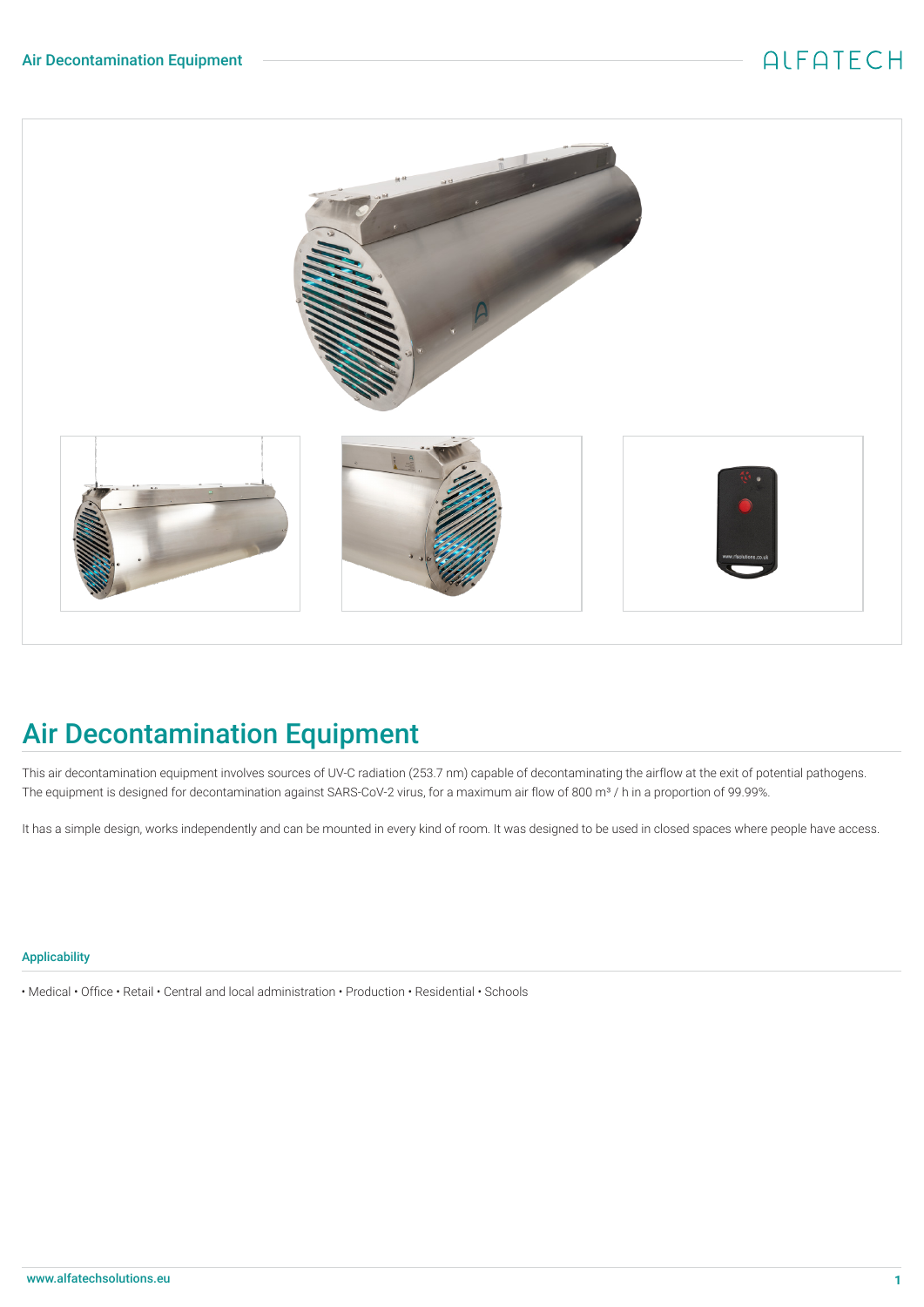# Air Decontamination Equipment

This air decontamination equipment involves sources of UV-C radiation (253.7 nm) capable of decontaminating the airflow at the exit of potential pathogens. The equipment is designed for decontamination against SARS-CoV-2 virus, for a maximum air flow of 800 m³ / h in a proportion of 99.99%.

It has a simple design, works independently and can be mounted in every kind of room. It was designed to be used in closed spaces where people have access.

### Applicability

• Medical • Office • Retail • Central and local administration • Production • Residential • Schools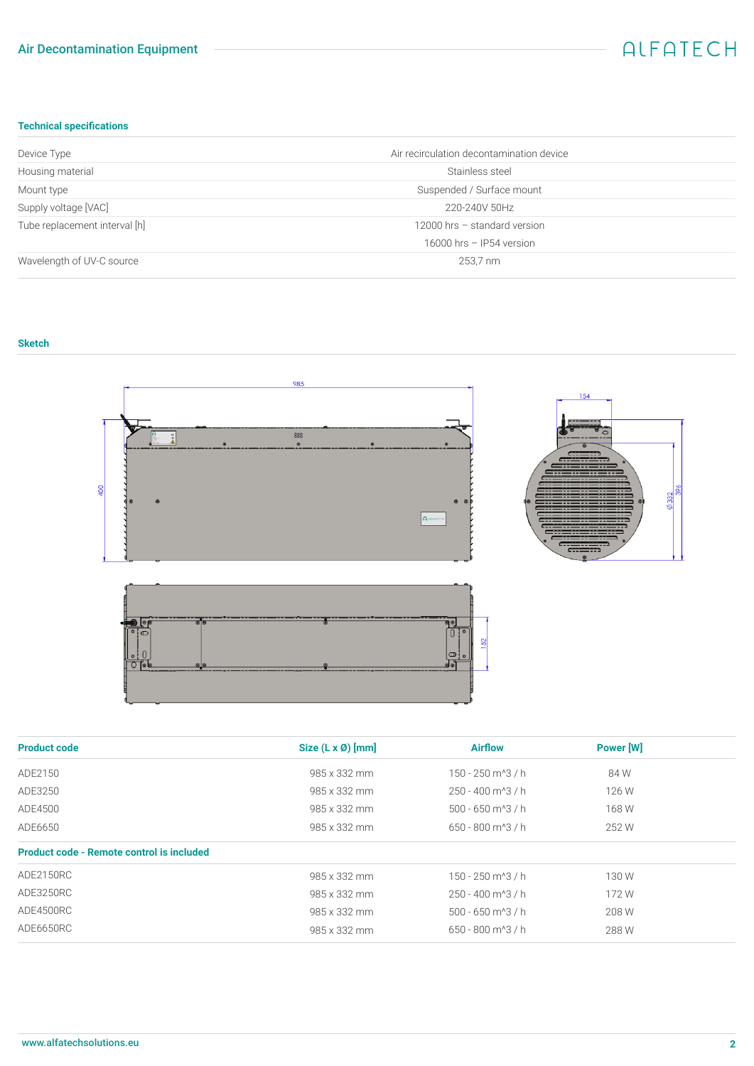## Technical specifications

| | |
|---|---|
| Device Type | Air recirculation decontamination device |
| Housing material | Stainless steel |
| Mount type | Suspended / Surface mount |
| Supply voltage [VAC] | 220-240V 50Hz |
| Tube replacement interval [h] | 12000 hrs – standard version |
| | 16000 hrs – IP54 version |
| Wavelength of UV-C source | 253,7 nm |

## Sketch

| Product code | Size (L x Ø) [mm] | Airflow | Power [W] |
|---|---|---|---|
| ADE2150 | 985 x 332 mm | 150 - 250 m^3 / h | 84 W |
| ADE3250 | 985 x 332 mm | 250 - 400 m^3 / h | 126 W |
| ADE4500 | 985 x 332 mm | 500 - 650 m^3 / h | 168 W |
| ADE6650 | 985 x 332 mm | 650 - 800 m^3 / h | 252 W |
| **Product code - Remote control is included** | | | |
| ADE2150RC | 985 x 332 mm | 150 - 250 m^3 / h | 130 W |
| ADE3250RC | 985 x 332 mm | 250 - 400 m^3 / h | 172 W |
| ADE4500RC | 985 x 332 mm | 500 - 650 m^3 / h | 208 W |
| ADE6650RC | 985 x 332 mm | 650 - 800 m^3 / h | 288 W |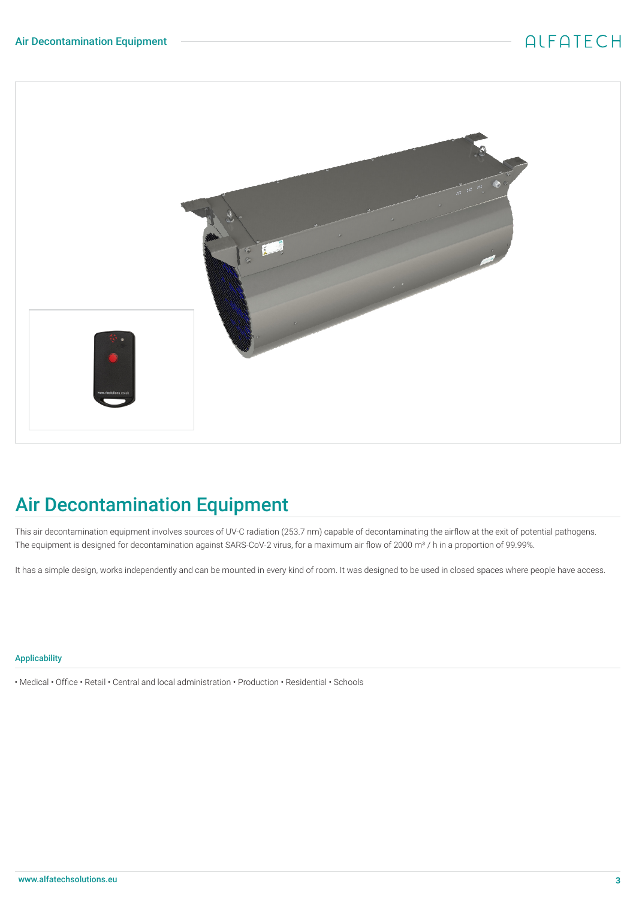## Air Decontamination Equipment

This air decontamination equipment involves sources of UV-C radiation (253.7 nm) capable of decontaminating the airflow at the exit of potential pathogens. The equipment is designed for decontamination against SARS-CoV-2 virus, for a maximum air flow of 2000 m³ / h in a proportion of 99.99%.

It has a simple design, works independently and can be mounted in every kind of room. It was designed to be used in closed spaces where people have access.

### Applicability

• Medical • Office • Retail • Central and local administration • Production • Residential • Schools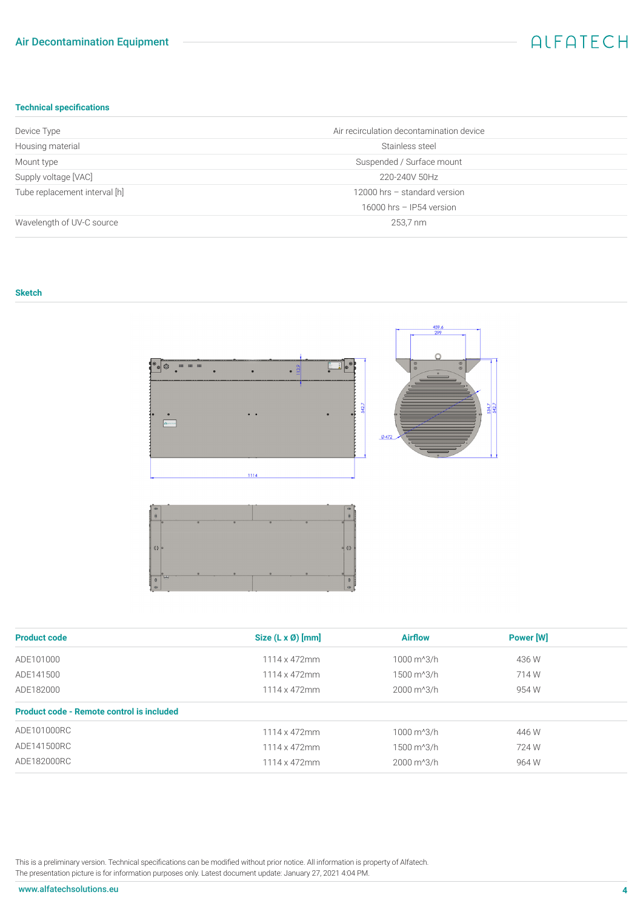## Air Decontamination Equipment

### Technical specifications

| | |
|---|---|
| Device Type | Air recirculation decontamination device |
| Housing material | Stainless steel |
| Mount type | Suspended / Surface mount |
| Supply voltage [VAC] | 220-240V 50Hz |
| Tube replacement interval [h] | 12000 hrs – standard version |
| | 16000 hrs – IP54 version |
| Wavelength of UV-C source | 253,7 nm |

### Sketch

1114

542,7

132,5

459,6

299

Ø 472

534,7

542,7

| Product code | Size (L x Ø) [mm] | Airflow | Power [W] |
|---|---|---|---|
| ADE101000 | 1114 x 472mm | 1000 m^3/h | 436 W |
| ADE141500 | 1114 x 472mm | 1500 m^3/h | 714 W |
| ADE182000 | 1114 x 472mm | 2000 m^3/h | 954 W |
| **Product code - Remote control is included** | | | |
| ADE101000RC | 1114 x 472mm | 1000 m^3/h | 446 W |
| ADE141500RC | 1114 x 472mm | 1500 m^3/h | 724 W |
| ADE182000RC | 1114 x 472mm | 2000 m^3/h | 964 W |

This is a preliminary version. Technical specifications can be modified without prior notice. All information is property of Alfatech.
The presentation picture is for information purposes only. Latest document update: January 27, 2021 4:04 PM.

www.alfatechsolutions.eu